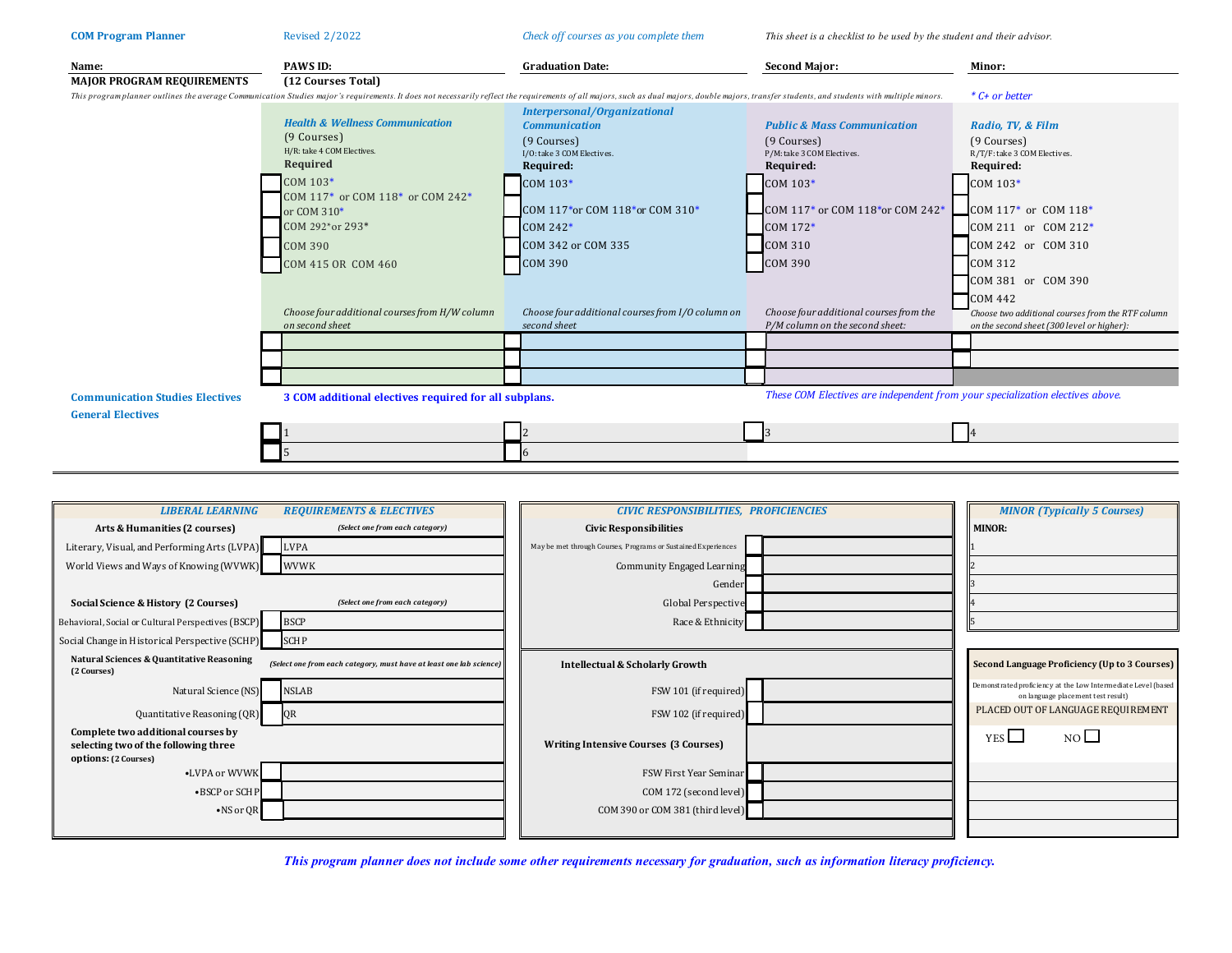**COM Program Planner** | Revised 2/2022 | *Check off courses as you complete them* | *This sheet is a checklist to be used by the student and their advisor.*

| Name: | PAWS ID: | Graduation Date: | Second Major: | Minor: |
|---|---|---|---|---|

**MAJOR PROGRAM REQUIREMENTS** **(12 Courses Total)**

*This program planner outlines the average Communication Studies major's requirements. It does not necessarily reflect the requirements of all majors, such as dual majors, double majors, transfer students, and students with multiple minors.*

*\* C+ or better*

| *Health & Wellness Communication* | *Interpersonal/Organizational Communication* | *Public & Mass Communication* | *Radio, TV, & Film* |
|---|---|---|---|
| (9 Courses) | (9 Courses) | (9 Courses) | (9 Courses) |
| H/R: take 4 COM Electives. | I/O: take 3 COM Electives. | P/M: take 3 COM Electives. | R/T/F: take 3 COM Electives. |
| **Required** | **Required:** | **Required:** | **Required:** |
| ☐ COM 103* | ☐ COM 103* | ☐ COM 103* | ☐ COM 103* |
| ☐ COM 117* or COM 118* or COM 242* or COM 310* | ☐ COM 117* or COM 118* or COM 310* | ☐ COM 117* or COM 118* or COM 242* | ☐ COM 117* or COM 118* |
| ☐ COM 292* or 293* | ☐ COM 242* | ☐ COM 172* | ☐ COM 211 or COM 212* |
| ☐ COM 390 | ☐ COM 342 or COM 335 | ☐ COM 310 | ☐ COM 242 or COM 310 |
| ☐ COM 415 OR COM 460 | ☐ COM 390 | ☐ COM 390 | ☐ COM 312 |
| | | | ☐ COM 381 or COM 390 |
| | | | ☐ COM 442 |
| *Choose four additional courses from H/W column on second sheet* | *Choose four additional courses from I/O column on second sheet* | *Choose four additional courses from the P/M column on the second sheet:* | *Choose two additional courses from the RTF column on the second sheet (300 level or higher):* |
| ☐ | ☐ | ☐ | ☐ |
| ☐ | ☐ | ☐ | ☐ |
| ☐ | ☐ | ☐ | |

**Communication Studies Electives**
**General Electives**

**3 COM additional electives required for all subplans.**

*These COM Electives are independent from your specialization electives above.*

| | | | |
|---|---|---|---|
| ☐ 1 | ☐ 2 | ☐ 3 | ☐ 4 |
| ☐ 5 | ☐ 6 | | |

| *LIBERAL LEARNING* | *REQUIREMENTS & ELECTIVES* |
|---|---|
| **Arts & Humanities (2 courses)** | *(Select one from each category)* |
| Literary, Visual, and Performing Arts (LVPA) | ☐ LVPA |
| World Views and Ways of Knowing (WVWK) | ☐ WVWK |
| **Social Science & History (2 Courses)** | *(Select one from each category)* |
| Behavioral, Social or Cultural Perspectives (BSCP) | ☐ BSCP |
| Social Change in Historical Perspective (SCHP) | ☐ SCHP |
| **Natural Sciences & Quantitative Reasoning (2 Courses)** | *(Select one from each category, must have at least one lab science)* |
| Natural Science (NS) | ☐ NSLAB |
| Quantitative Reasoning (QR) | ☐ QR |
| **Complete two additional courses by selecting two of the following three options: (2 Courses)** | |
| •LVPA or WVWK | ☐ |
| •BSCP or SCHP | ☐ |
| •NS or QR | ☐ |

| *CIVIC RESPONSIBILITIES, PROFICIENCIES* | |
|---|---|
| **Civic Responsibilities** | |
| May be met through Courses, Programs or Sustained Experiences | ☐ |
| Community Engaged Learning | ☐ |
| Gender | ☐ |
| Global Perspective | ☐ |
| Race & Ethnicity | ☐ |
| **Intellectual & Scholarly Growth** | |
| FSW 101 (if required) | ☐ |
| FSW 102 (if required) | ☐ |
| **Writing Intensive Courses (3 Courses)** | |
| FSW First Year Seminar | ☐ |
| COM 172 (second level) | ☐ |
| COM 390 or COM 381 (third level) | ☐ |

| *MINOR (Typically 5 Courses)* |
|---|
| **MINOR:** |
| 1 |
| 2 |
| 3 |
| 4 |
| 5 |

| **Second Language Proficiency (Up to 3 Courses)** |
|---|
| Demonstrated proficiency at the Low Intermediate Level (based on language placement test result) |
| PLACED OUT OF LANGUAGE REQUIREMENT |
| YES ☐ NO ☐ |
| |
| |
| |
| |

***This program planner does not include some other requirements necessary for graduation, such as information literacy proficiency.***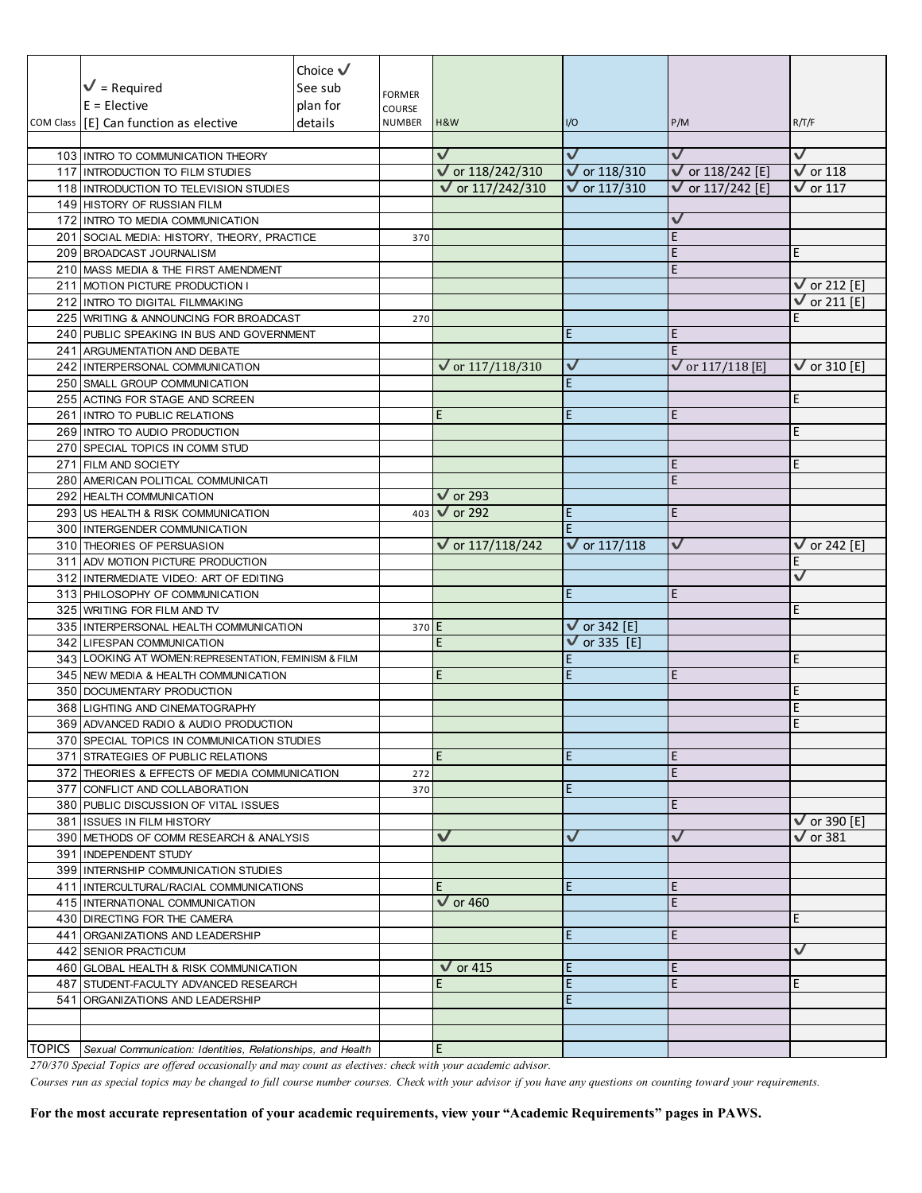| COM Class | ✓ = Required<br>E = Elective<br>[E] Can function as elective | Choice ✓<br>See sub plan for details | FORMER COURSE NUMBER | H&W | I/O | P/M | R/T/F |
|---|---|---|---|---|---|---|---|
| | | | | | | | |
| 103 | INTRO TO COMMUNICATION THEORY | | | ✓ | ✓ | ✓ | ✓ |
| 117 | INTRODUCTION TO FILM STUDIES | | | ✓ or 118/242/310 | ✓ or 118/310 | ✓ or 118/242 [E] | ✓ or 118 |
| 118 | INTRODUCTION TO TELEVISION STUDIES | | | ✓ or 117/242/310 | ✓ or 117/310 | ✓ or 117/242 [E] | ✓ or 117 |
| 149 | HISTORY OF RUSSIAN FILM | | | | | | |
| 172 | INTRO TO MEDIA COMMUNICATION | | | | | ✓ | |
| 201 | SOCIAL MEDIA: HISTORY, THEORY, PRACTICE | | 370 | | | E | |
| 209 | BROADCAST JOURNALISM | | | | | E | E |
| 210 | MASS MEDIA & THE FIRST AMENDMENT | | | | | E | |
| 211 | MOTION PICTURE PRODUCTION I | | | | | | ✓ or 212 [E] |
| 212 | INTRO TO DIGITAL FILMMAKING | | | | | | ✓ or 211 [E] |
| 225 | WRITING & ANNOUNCING FOR BROADCAST | | 270 | | | | E |
| 240 | PUBLIC SPEAKING IN BUS AND GOVERNMENT | | | | E | E | |
| 241 | ARGUMENTATION AND DEBATE | | | | | E | |
| 242 | INTERPERSONAL COMMUNICATION | | | ✓ or 117/118/310 | ✓ | ✓ or 117/118 [E] | ✓ or 310 [E] |
| 250 | SMALL GROUP COMMUNICATION | | | | E | | |
| 255 | ACTING FOR STAGE AND SCREEN | | | | | | E |
| 261 | INTRO TO PUBLIC RELATIONS | | | E | E | E | |
| 269 | INTRO TO AUDIO PRODUCTION | | | | | | E |
| 270 | SPECIAL TOPICS IN COMM STUD | | | | | | |
| 271 | FILM AND SOCIETY | | | | | E | E |
| 280 | AMERICAN POLITICAL COMMUNICATI | | | | | E | |
| 292 | HEALTH COMMUNICATION | | | ✓ or 293 | | | |
| 293 | US HEALTH & RISK COMMUNICATION | | 403 | ✓ or 292 | E | E | |
| 300 | INTERGENDER COMMUNICATION | | | | E | | |
| 310 | THEORIES OF PERSUASION | | | ✓ or 117/118/242 | ✓ or 117/118 | ✓ | ✓ or 242 [E] |
| 311 | ADV MOTION PICTURE PRODUCTION | | | | | | E |
| 312 | INTERMEDIATE VIDEO: ART OF EDITING | | | | | | ✓ |
| 313 | PHILOSOPHY OF COMMUNICATION | | | | E | E | |
| 325 | WRITING FOR FILM AND TV | | | | | | E |
| 335 | INTERPERSONAL HEALTH COMMUNICATION | | 370 | E | ✓ or 342 [E] | | |
| 342 | LIFESPAN COMMUNICATION | | | E | ✓ or 335 [E] | | |
| 343 | LOOKING AT WOMEN:REPRESENTATION, FEMINISM & FILM | | | | E | | E |
| 345 | NEW MEDIA & HEALTH COMMUNICATION | | | E | E | E | |
| 350 | DOCUMENTARY PRODUCTION | | | | | | E |
| 368 | LIGHTING AND CINEMATOGRAPHY | | | | | | E |
| 369 | ADVANCED RADIO & AUDIO PRODUCTION | | | | | | E |
| 370 | SPECIAL TOPICS IN COMMUNICATION STUDIES | | | | | | |
| 371 | STRATEGIES OF PUBLIC RELATIONS | | | E | E | E | |
| 372 | THEORIES & EFFECTS OF MEDIA COMMUNICATION | | 272 | | | E | |
| 377 | CONFLICT AND COLLABORATION | | 370 | | E | | |
| 380 | PUBLIC DISCUSSION OF VITAL ISSUES | | | | | E | |
| 381 | ISSUES IN FILM HISTORY | | | | | | ✓ or 390 [E] |
| 390 | METHODS OF COMM RESEARCH & ANALYSIS | | | ✓ | ✓ | ✓ | ✓ or 381 |
| 391 | INDEPENDENT STUDY | | | | | | |
| 399 | INTERNSHIP COMMUNICATION STUDIES | | | | | | |
| 411 | INTERCULTURAL/RACIAL COMMUNICATIONS | | | E | E | E | |
| 415 | INTERNATIONAL COMMUNICATION | | | ✓ or 460 | | E | |
| 430 | DIRECTING FOR THE CAMERA | | | | | | E |
| 441 | ORGANIZATIONS AND LEADERSHIP | | | | E | E | |
| 442 | SENIOR PRACTICUM | | | | | | ✓ |
| 460 | GLOBAL HEALTH & RISK COMMUNICATION | | | ✓ or 415 | E | E | |
| 487 | STUDENT-FACULTY ADVANCED RESEARCH | | | E | E | E | E |
| 541 | ORGANIZATIONS AND LEADERSHIP | | | | E | | |
| | | | | | | | |
| | | | | | | | |
| TOPICS | *Sexual Communication: Identities, Relationships, and Health* | | | E | | | |

*270/370 Special Topics are offered occasionally and may count as electives: check with your academic advisor.*

*Courses run as special topics may be changed to full course number courses. Check with your advisor if you have any questions on counting toward your requirements.*

**For the most accurate representation of your academic requirements, view your "Academic Requirements" pages in PAWS.**